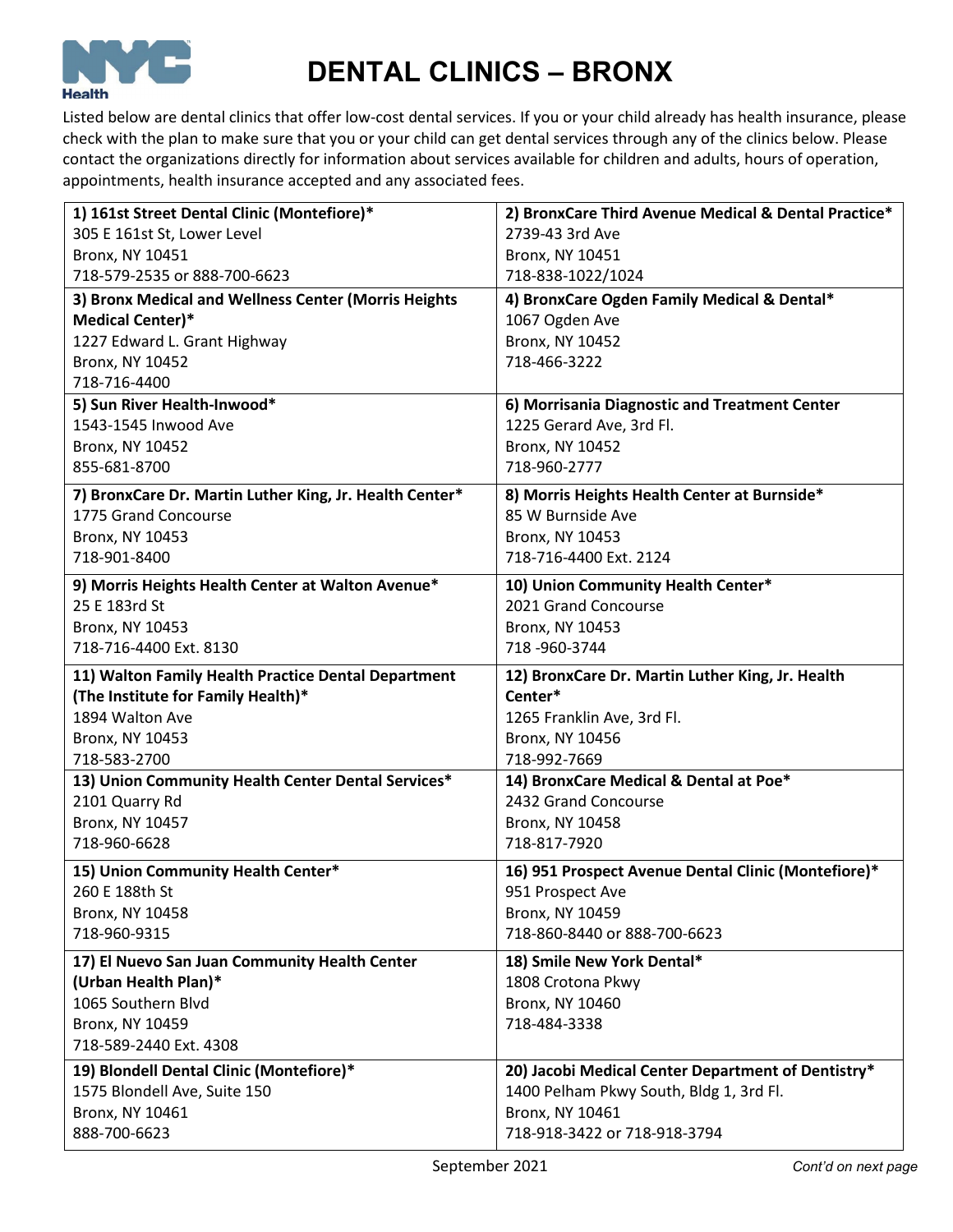# DENTAL CLINICS – BRONX

Listed below are dental clinics that offer low-cost dental services. If you or your child already has health insurance, please check with the plan to make sure that you or your child can get dental services through any of the clinics below. Please contact the organizations directly for information about services available for children and adults, hours of operation, appointments, health insurance accepted and any associated fees.

| | |
|---|---|
| **1) 161st Street Dental Clinic (Montefiore)***<br>305 E 161st St, Lower Level<br>Bronx, NY 10451<br>718-579-2535 or 888-700-6623 | **2) BronxCare Third Avenue Medical & Dental Practice***<br>2739-43 3rd Ave<br>Bronx, NY 10451<br>718-838-1022/1024 |
| **3) Bronx Medical and Wellness Center (Morris Heights Medical Center)***<br>1227 Edward L. Grant Highway<br>Bronx, NY 10452<br>718-716-4400 | **4) BronxCare Ogden Family Medical & Dental***<br>1067 Ogden Ave<br>Bronx, NY 10452<br>718-466-3222 |
| **5) Sun River Health-Inwood***<br>1543-1545 Inwood Ave<br>Bronx, NY 10452<br>855-681-8700 | **6) Morrisania Diagnostic and Treatment Center**<br>1225 Gerard Ave, 3rd Fl.<br>Bronx, NY 10452<br>718-960-2777 |
| **7) BronxCare Dr. Martin Luther King, Jr. Health Center***<br>1775 Grand Concourse<br>Bronx, NY 10453<br>718-901-8400 | **8) Morris Heights Health Center at Burnside***<br>85 W Burnside Ave<br>Bronx, NY 10453<br>718-716-4400 Ext. 2124 |
| **9) Morris Heights Health Center at Walton Avenue***<br>25 E 183rd St<br>Bronx, NY 10453<br>718-716-4400 Ext. 8130 | **10) Union Community Health Center***<br>2021 Grand Concourse<br>Bronx, NY 10453<br>718 -960-3744 |
| **11) Walton Family Health Practice Dental Department (The Institute for Family Health)***<br>1894 Walton Ave<br>Bronx, NY 10453<br>718-583-2700 | **12) BronxCare Dr. Martin Luther King, Jr. Health Center***<br>1265 Franklin Ave, 3rd Fl.<br>Bronx, NY 10456<br>718-992-7669 |
| **13) Union Community Health Center Dental Services***<br>2101 Quarry Rd<br>Bronx, NY 10457<br>718-960-6628 | **14) BronxCare Medical & Dental at Poe***<br>2432 Grand Concourse<br>Bronx, NY 10458<br>718-817-7920 |
| **15) Union Community Health Center***<br>260 E 188th St<br>Bronx, NY 10458<br>718-960-9315 | **16) 951 Prospect Avenue Dental Clinic (Montefiore)***<br>951 Prospect Ave<br>Bronx, NY 10459<br>718-860-8440 or 888-700-6623 |
| **17) El Nuevo San Juan Community Health Center (Urban Health Plan)***<br>1065 Southern Blvd<br>Bronx, NY 10459<br>718-589-2440 Ext. 4308 | **18) Smile New York Dental***<br>1808 Crotona Pkwy<br>Bronx, NY 10460<br>718-484-3338 |
| **19) Blondell Dental Clinic (Montefiore)***<br>1575 Blondell Ave, Suite 150<br>Bronx, NY 10461<br>888-700-6623 | **20) Jacobi Medical Center Department of Dentistry***<br>1400 Pelham Pkwy South, Bldg 1, 3rd Fl.<br>Bronx, NY 10461<br>718-918-3422 or 718-918-3794 |

September 2021

*Cont'd on next page*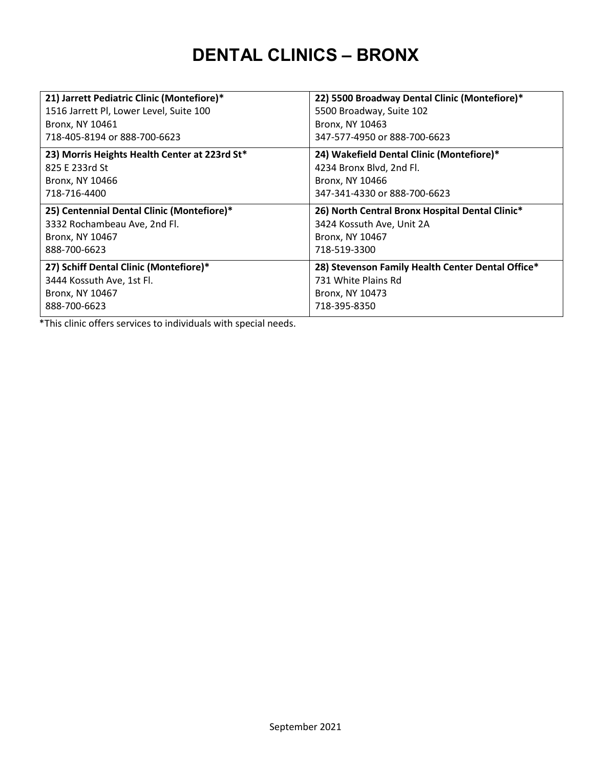# DENTAL CLINICS – BRONX

| | |
|---|---|
| **21) Jarrett Pediatric Clinic (Montefiore)***<br>1516 Jarrett Pl, Lower Level, Suite 100<br>Bronx, NY 10461<br>718-405-8194 or 888-700-6623 | **22) 5500 Broadway Dental Clinic (Montefiore)***<br>5500 Broadway, Suite 102<br>Bronx, NY 10463<br>347-577-4950 or 888-700-6623 |
| **23) Morris Heights Health Center at 223rd St***<br>825 E 233rd St<br>Bronx, NY 10466<br>718-716-4400 | **24) Wakefield Dental Clinic (Montefiore)***<br>4234 Bronx Blvd, 2nd Fl.<br>Bronx, NY 10466<br>347-341-4330 or 888-700-6623 |
| **25) Centennial Dental Clinic (Montefiore)***<br>3332 Rochambeau Ave, 2nd Fl.<br>Bronx, NY 10467<br>888-700-6623 | **26) North Central Bronx Hospital Dental Clinic***<br>3424 Kossuth Ave, Unit 2A<br>Bronx, NY 10467<br>718-519-3300 |
| **27) Schiff Dental Clinic (Montefiore)***<br>3444 Kossuth Ave, 1st Fl.<br>Bronx, NY 10467<br>888-700-6623 | **28) Stevenson Family Health Center Dental Office***<br>731 White Plains Rd<br>Bronx, NY 10473<br>718-395-8350 |

*This clinic offers services to individuals with special needs.

September 2021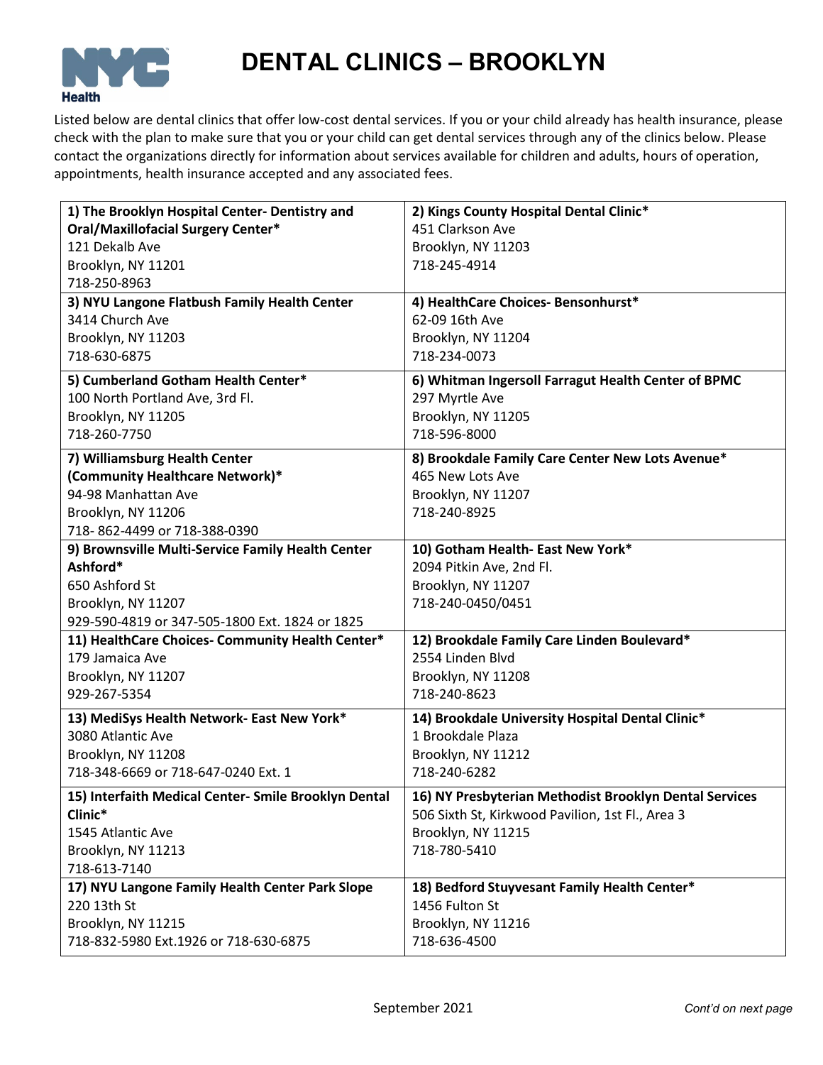# DENTAL CLINICS – BROOKLYN

Listed below are dental clinics that offer low-cost dental services. If you or your child already has health insurance, please check with the plan to make sure that you or your child can get dental services through any of the clinics below. Please contact the organizations directly for information about services available for children and adults, hours of operation, appointments, health insurance accepted and any associated fees.

| | |
|---|---|
| **1) The Brooklyn Hospital Center- Dentistry and Oral/Maxillofacial Surgery Center***<br>121 Dekalb Ave<br>Brooklyn, NY 11201<br>718-250-8963 | **2) Kings County Hospital Dental Clinic***<br>451 Clarkson Ave<br>Brooklyn, NY 11203<br>718-245-4914 |
| **3) NYU Langone Flatbush Family Health Center**<br>3414 Church Ave<br>Brooklyn, NY 11203<br>718-630-6875 | **4) HealthCare Choices- Bensonhurst***<br>62-09 16th Ave<br>Brooklyn, NY 11204<br>718-234-0073 |
| **5) Cumberland Gotham Health Center***<br>100 North Portland Ave, 3rd Fl.<br>Brooklyn, NY 11205<br>718-260-7750 | **6) Whitman Ingersoll Farragut Health Center of BPMC**<br>297 Myrtle Ave<br>Brooklyn, NY 11205<br>718-596-8000 |
| **7) Williamsburg Health Center (Community Healthcare Network)***<br>94-98 Manhattan Ave<br>Brooklyn, NY 11206<br>718- 862-4499 or 718-388-0390 | **8) Brookdale Family Care Center New Lots Avenue***<br>465 New Lots Ave<br>Brooklyn, NY 11207<br>718-240-8925 |
| **9) Brownsville Multi-Service Family Health Center Ashford***<br>650 Ashford St<br>Brooklyn, NY 11207<br>929-590-4819 or 347-505-1800 Ext. 1824 or 1825 | **10) Gotham Health- East New York***<br>2094 Pitkin Ave, 2nd Fl.<br>Brooklyn, NY 11207<br>718-240-0450/0451 |
| **11) HealthCare Choices- Community Health Center***<br>179 Jamaica Ave<br>Brooklyn, NY 11207<br>929-267-5354 | **12) Brookdale Family Care Linden Boulevard***<br>2554 Linden Blvd<br>Brooklyn, NY 11208<br>718-240-8623 |
| **13) MediSys Health Network- East New York***<br>3080 Atlantic Ave<br>Brooklyn, NY 11208<br>718-348-6669 or 718-647-0240 Ext. 1 | **14) Brookdale University Hospital Dental Clinic***<br>1 Brookdale Plaza<br>Brooklyn, NY 11212<br>718-240-6282 |
| **15) Interfaith Medical Center- Smile Brooklyn Dental Clinic***<br>1545 Atlantic Ave<br>Brooklyn, NY 11213<br>718-613-7140 | **16) NY Presbyterian Methodist Brooklyn Dental Services**<br>506 Sixth St, Kirkwood Pavilion, 1st Fl., Area 3<br>Brooklyn, NY 11215<br>718-780-5410 |
| **17) NYU Langone Family Health Center Park Slope**<br>220 13th St<br>Brooklyn, NY 11215<br>718-832-5980 Ext.1926 or 718-630-6875 | **18) Bedford Stuyvesant Family Health Center***<br>1456 Fulton St<br>Brooklyn, NY 11216<br>718-636-4500 |

September 2021

*Cont'd on next page*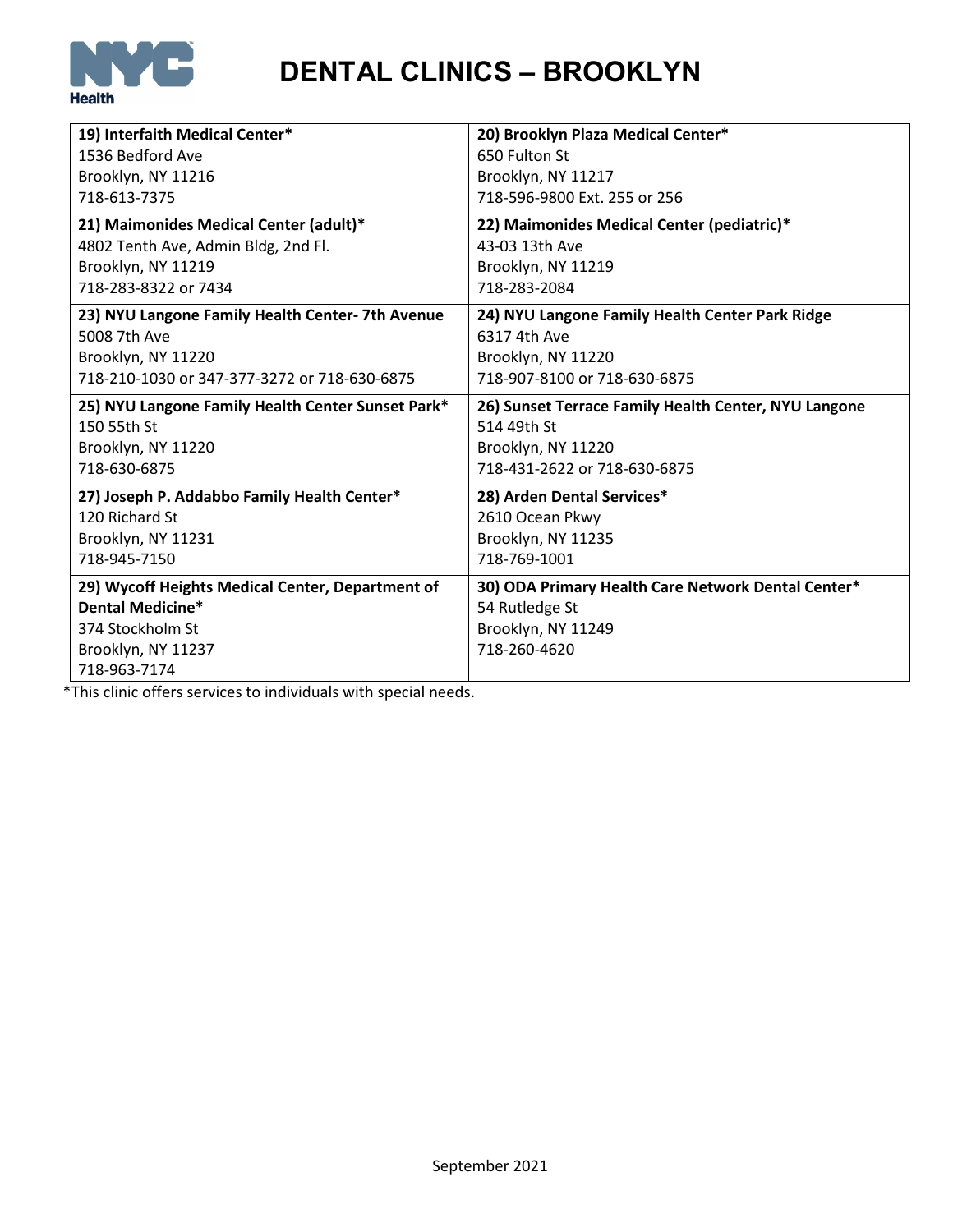# DENTAL CLINICS – BROOKLYN

| | |
|---|---|
| **19) Interfaith Medical Center***<br>1536 Bedford Ave<br>Brooklyn, NY 11216<br>718-613-7375 | **20) Brooklyn Plaza Medical Center***<br>650 Fulton St<br>Brooklyn, NY 11217<br>718-596-9800 Ext. 255 or 256 |
| **21) Maimonides Medical Center (adult)***<br>4802 Tenth Ave, Admin Bldg, 2nd Fl.<br>Brooklyn, NY 11219<br>718-283-8322 or 7434 | **22) Maimonides Medical Center (pediatric)***<br>43-03 13th Ave<br>Brooklyn, NY 11219<br>718-283-2084 |
| **23) NYU Langone Family Health Center- 7th Avenue**<br>5008 7th Ave<br>Brooklyn, NY 11220<br>718-210-1030 or 347-377-3272 or 718-630-6875 | **24) NYU Langone Family Health Center Park Ridge**<br>6317 4th Ave<br>Brooklyn, NY 11220<br>718-907-8100 or 718-630-6875 |
| **25) NYU Langone Family Health Center Sunset Park***<br>150 55th St<br>Brooklyn, NY 11220<br>718-630-6875 | **26) Sunset Terrace Family Health Center, NYU Langone**<br>514 49th St<br>Brooklyn, NY 11220<br>718-431-2622 or 718-630-6875 |
| **27) Joseph P. Addabbo Family Health Center***<br>120 Richard St<br>Brooklyn, NY 11231<br>718-945-7150 | **28) Arden Dental Services***<br>2610 Ocean Pkwy<br>Brooklyn, NY 11235<br>718-769-1001 |
| **29) Wycoff Heights Medical Center, Department of Dental Medicine***<br>374 Stockholm St<br>Brooklyn, NY 11237<br>718-963-7174 | **30) ODA Primary Health Care Network Dental Center***<br>54 Rutledge St<br>Brooklyn, NY 11249<br>718-260-4620 |

*This clinic offers services to individuals with special needs.

September 2021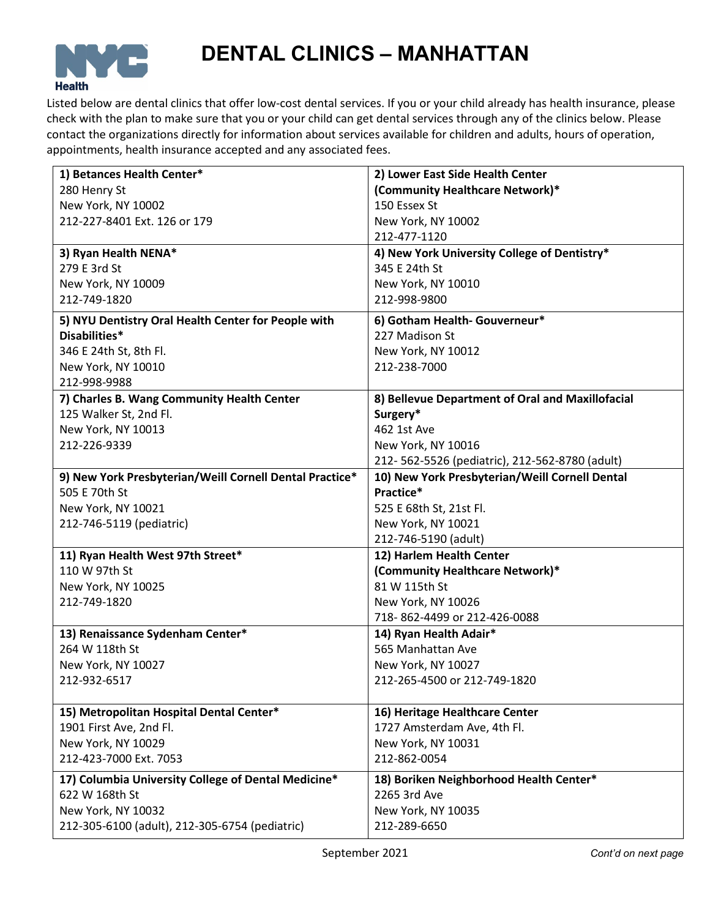# DENTAL CLINICS – MANHATTAN

Listed below are dental clinics that offer low-cost dental services. If you or your child already has health insurance, please check with the plan to make sure that you or your child can get dental services through any of the clinics below. Please contact the organizations directly for information about services available for children and adults, hours of operation, appointments, health insurance accepted and any associated fees.

| | |
|---|---|
| **1) Betances Health Center***<br>280 Henry St<br>New York, NY 10002<br>212-227-8401 Ext. 126 or 179 | **2) Lower East Side Health Center (Community Healthcare Network)***<br>150 Essex St<br>New York, NY 10002<br>212-477-1120 |
| **3) Ryan Health NENA***<br>279 E 3rd St<br>New York, NY 10009<br>212-749-1820 | **4) New York University College of Dentistry***<br>345 E 24th St<br>New York, NY 10010<br>212-998-9800 |
| **5) NYU Dentistry Oral Health Center for People with Disabilities***<br>346 E 24th St, 8th Fl.<br>New York, NY 10010<br>212-998-9988 | **6) Gotham Health- Gouverneur***<br>227 Madison St<br>New York, NY 10012<br>212-238-7000 |
| **7) Charles B. Wang Community Health Center**<br>125 Walker St, 2nd Fl.<br>New York, NY 10013<br>212-226-9339 | **8) Bellevue Department of Oral and Maxillofacial Surgery***<br>462 1st Ave<br>New York, NY 10016<br>212- 562-5526 (pediatric), 212-562-8780 (adult) |
| **9) New York Presbyterian/Weill Cornell Dental Practice***<br>505 E 70th St<br>New York, NY 10021<br>212-746-5119 (pediatric) | **10) New York Presbyterian/Weill Cornell Dental Practice***<br>525 E 68th St, 21st Fl.<br>New York, NY 10021<br>212-746-5190 (adult) |
| **11) Ryan Health West 97th Street***<br>110 W 97th St<br>New York, NY 10025<br>212-749-1820 | **12) Harlem Health Center (Community Healthcare Network)***<br>81 W 115th St<br>New York, NY 10026<br>718- 862-4499 or 212-426-0088 |
| **13) Renaissance Sydenham Center***<br>264 W 118th St<br>New York, NY 10027<br>212-932-6517 | **14) Ryan Health Adair***<br>565 Manhattan Ave<br>New York, NY 10027<br>212-265-4500 or 212-749-1820 |
| **15) Metropolitan Hospital Dental Center***<br>1901 First Ave, 2nd Fl.<br>New York, NY 10029<br>212-423-7000 Ext. 7053 | **16) Heritage Healthcare Center**<br>1727 Amsterdam Ave, 4th Fl.<br>New York, NY 10031<br>212-862-0054 |
| **17) Columbia University College of Dental Medicine***<br>622 W 168th St<br>New York, NY 10032<br>212-305-6100 (adult), 212-305-6754 (pediatric) | **18) Boriken Neighborhood Health Center***<br>2265 3rd Ave<br>New York, NY 10035<br>212-289-6650 |

September 2021

*Cont'd on next page*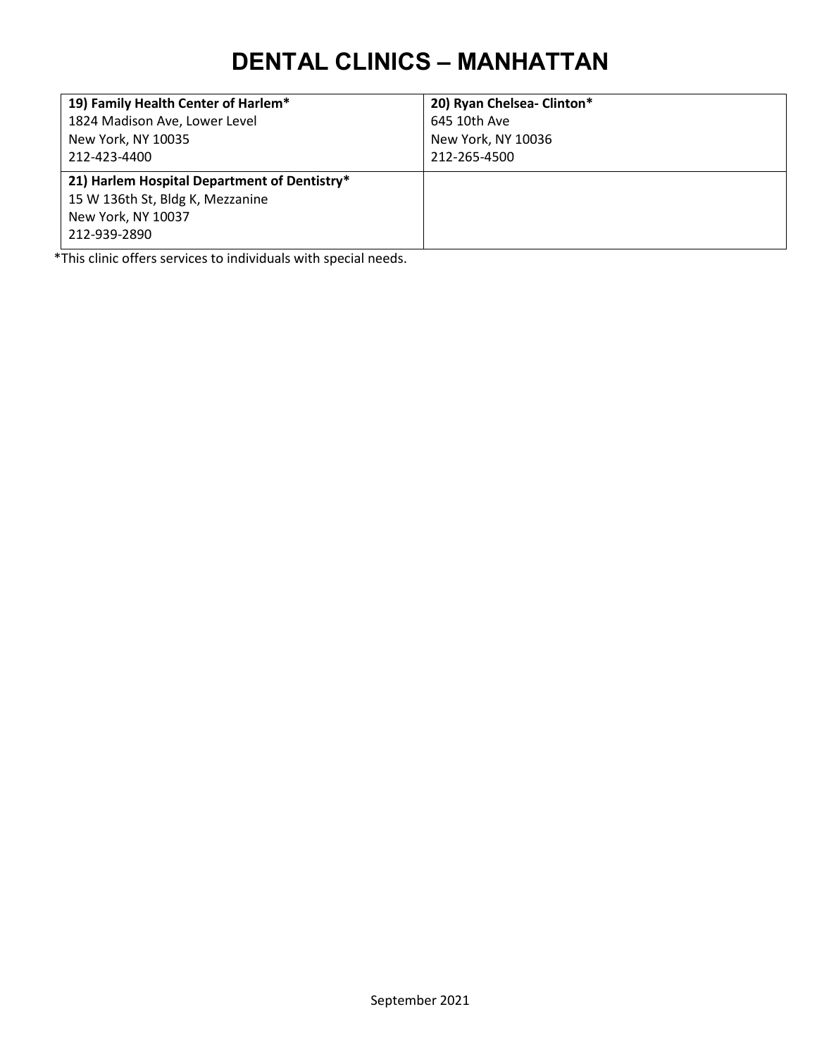# DENTAL CLINICS – MANHATTAN

| | |
|---|---|
| **19) Family Health Center of Harlem***<br>1824 Madison Ave, Lower Level<br>New York, NY 10035<br>212-423-4400 | **20) Ryan Chelsea- Clinton***<br>645 10th Ave<br>New York, NY 10036<br>212-265-4500 |
| **21) Harlem Hospital Department of Dentistry***<br>15 W 136th St, Bldg K, Mezzanine<br>New York, NY 10037<br>212-939-2890 | |

*This clinic offers services to individuals with special needs.

September 2021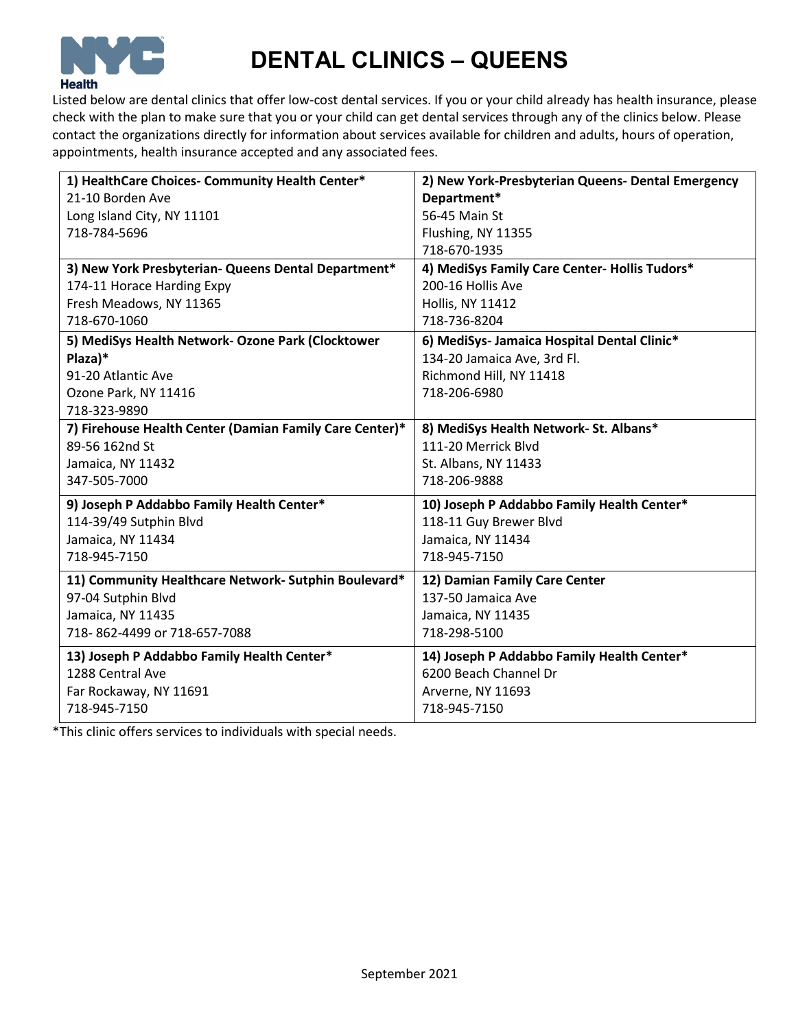# DENTAL CLINICS – QUEENS

Listed below are dental clinics that offer low-cost dental services. If you or your child already has health insurance, please check with the plan to make sure that you or your child can get dental services through any of the clinics below. Please contact the organizations directly for information about services available for children and adults, hours of operation, appointments, health insurance accepted and any associated fees.

| | |
|---|---|
| **1) HealthCare Choices- Community Health Center***<br>21-10 Borden Ave<br>Long Island City, NY 11101<br>718-784-5696 | **2) New York-Presbyterian Queens- Dental Emergency Department***<br>56-45 Main St<br>Flushing, NY 11355<br>718-670-1935 |
| **3) New York Presbyterian- Queens Dental Department***<br>174-11 Horace Harding Expy<br>Fresh Meadows, NY 11365<br>718-670-1060 | **4) MediSys Family Care Center- Hollis Tudors***<br>200-16 Hollis Ave<br>Hollis, NY 11412<br>718-736-8204 |
| **5) MediSys Health Network- Ozone Park (Clocktower Plaza)***<br>91-20 Atlantic Ave<br>Ozone Park, NY 11416<br>718-323-9890 | **6) MediSys- Jamaica Hospital Dental Clinic***<br>134-20 Jamaica Ave, 3rd Fl.<br>Richmond Hill, NY 11418<br>718-206-6980 |
| **7) Firehouse Health Center (Damian Family Care Center)***<br>89-56 162nd St<br>Jamaica, NY 11432<br>347-505-7000 | **8) MediSys Health Network- St. Albans***<br>111-20 Merrick Blvd<br>St. Albans, NY 11433<br>718-206-9888 |
| **9) Joseph P Addabbo Family Health Center***<br>114-39/49 Sutphin Blvd<br>Jamaica, NY 11434<br>718-945-7150 | **10) Joseph P Addabbo Family Health Center***<br>118-11 Guy Brewer Blvd<br>Jamaica, NY 11434<br>718-945-7150 |
| **11) Community Healthcare Network- Sutphin Boulevard***<br>97-04 Sutphin Blvd<br>Jamaica, NY 11435<br>718- 862-4499 or 718-657-7088 | **12) Damian Family Care Center**<br>137-50 Jamaica Ave<br>Jamaica, NY 11435<br>718-298-5100 |
| **13) Joseph P Addabbo Family Health Center***<br>1288 Central Ave<br>Far Rockaway, NY 11691<br>718-945-7150 | **14) Joseph P Addabbo Family Health Center***<br>6200 Beach Channel Dr<br>Arverne, NY 11693<br>718-945-7150 |

*This clinic offers services to individuals with special needs.

September 2021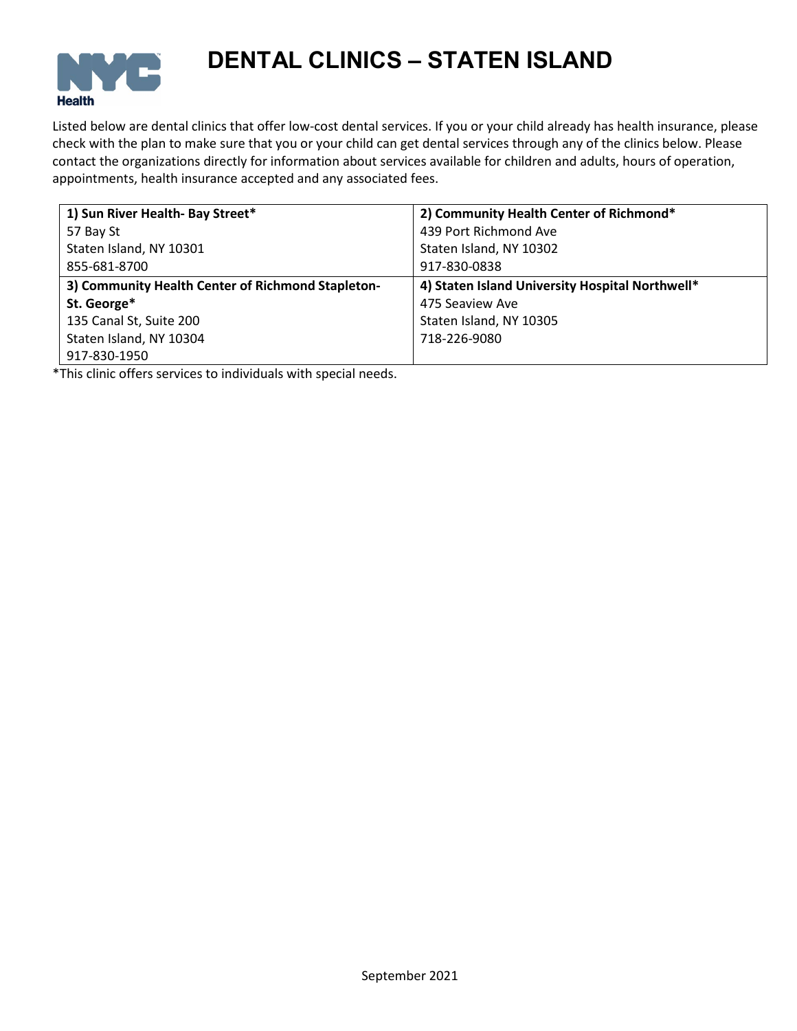# DENTAL CLINICS – STATEN ISLAND

Listed below are dental clinics that offer low-cost dental services. If you or your child already has health insurance, please check with the plan to make sure that you or your child can get dental services through any of the clinics below. Please contact the organizations directly for information about services available for children and adults, hours of operation, appointments, health insurance accepted and any associated fees.

| | |
|---|---|
| **1) Sun River Health- Bay Street***<br>57 Bay St<br>Staten Island, NY 10301<br>855-681-8700 | **2) Community Health Center of Richmond***<br>439 Port Richmond Ave<br>Staten Island, NY 10302<br>917-830-0838 |
| **3) Community Health Center of Richmond Stapleton-St. George***<br>135 Canal St, Suite 200<br>Staten Island, NY 10304<br>917-830-1950 | **4) Staten Island University Hospital Northwell***<br>475 Seaview Ave<br>Staten Island, NY 10305<br>718-226-9080 |

*This clinic offers services to individuals with special needs.

September 2021